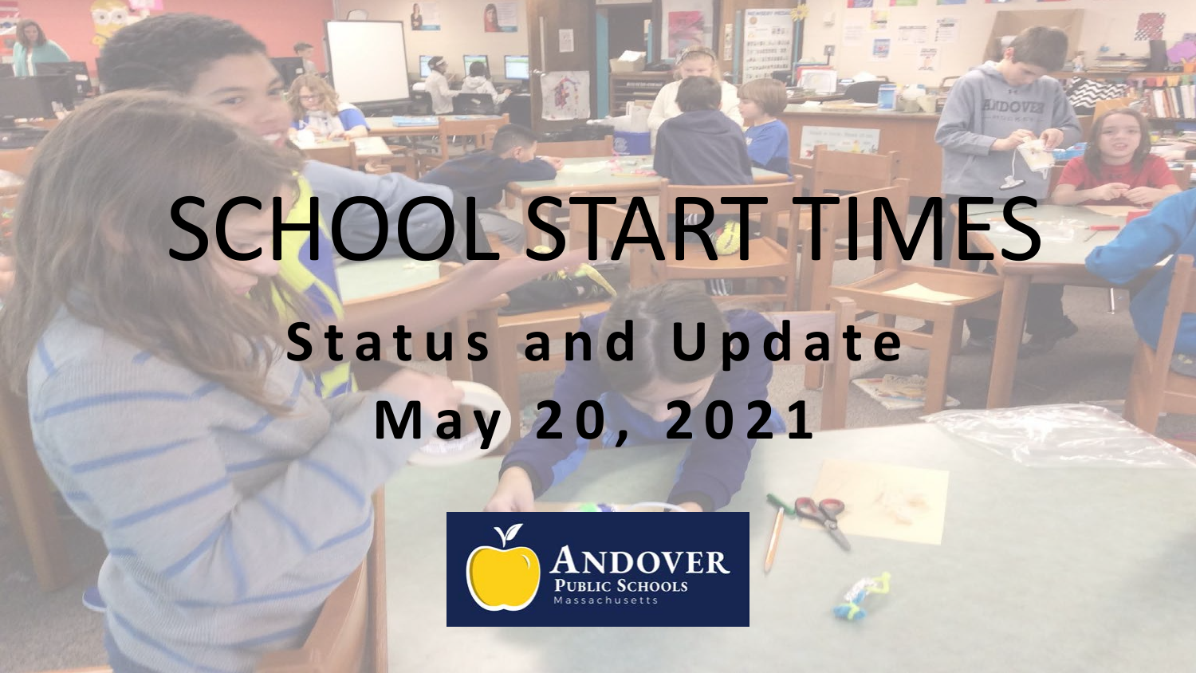# SCHOOL START TIMES

## Status and Update

## May 20, 2021

Andover Public Schools
Massachusetts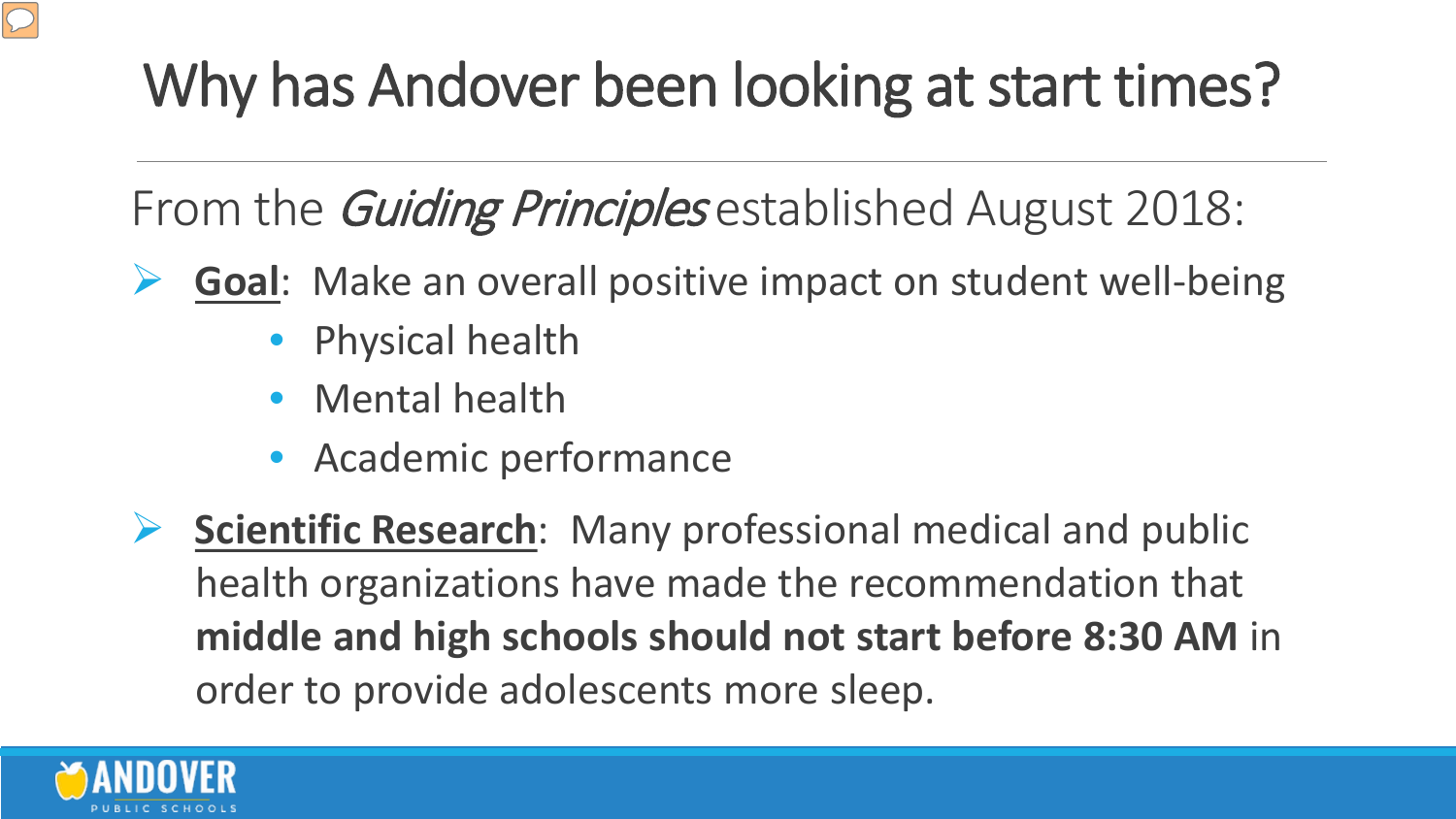# Why has Andover been looking at start times?

From the *Guiding Principles* established August 2018:

- **Goal**: Make an overall positive impact on student well-being
  - Physical health
  - Mental health
  - Academic performance
- **Scientific Research**: Many professional medical and public health organizations have made the recommendation that **middle and high schools should not start before 8:30 AM** in order to provide adolescents more sleep.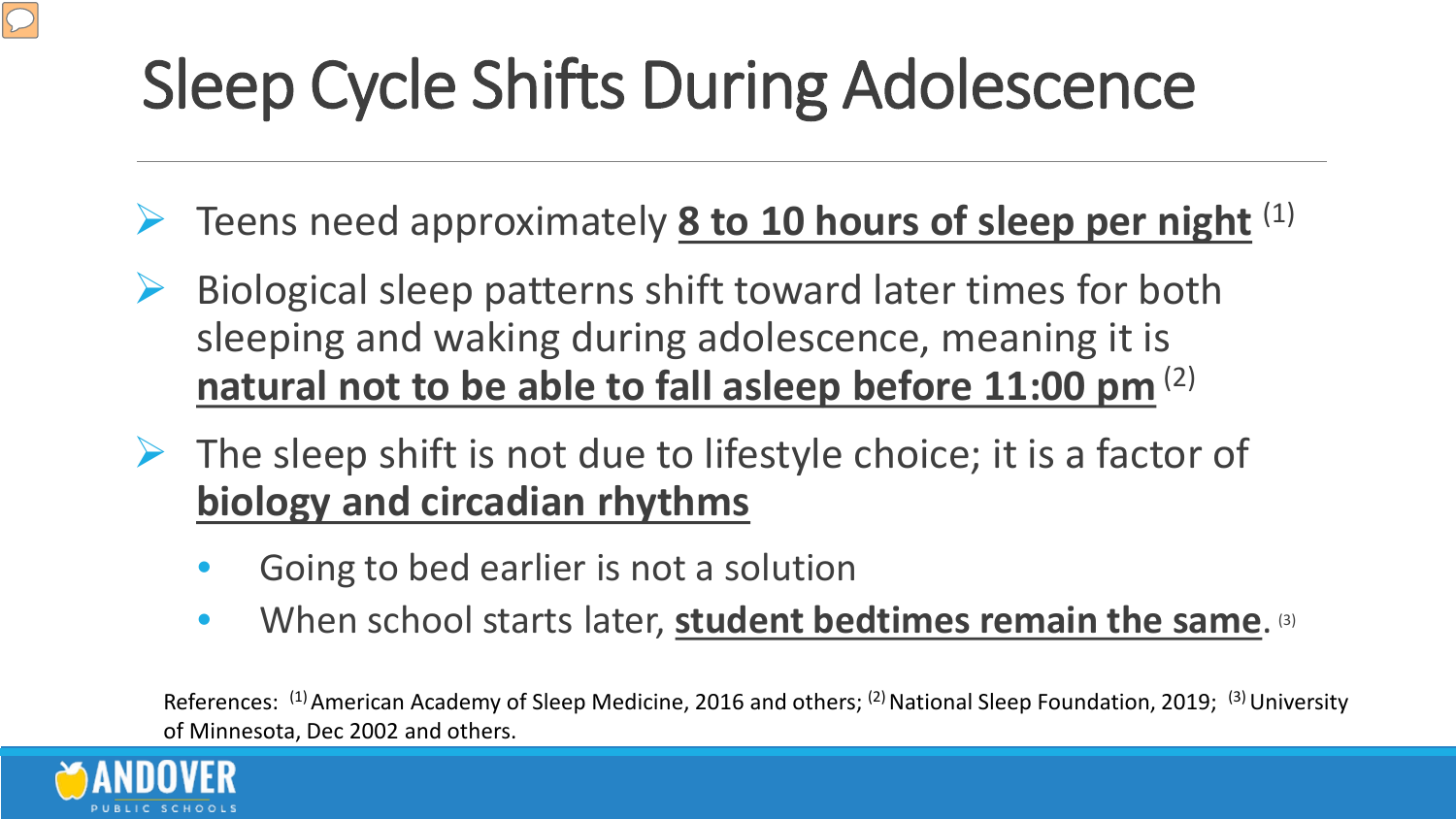# Sleep Cycle Shifts During Adolescence

- Teens need approximately **8 to 10 hours of sleep per night** [(1)]
- Biological sleep patterns shift toward later times for both sleeping and waking during adolescence, meaning it is **natural not to be able to fall asleep before 11:00 pm** [(2)]
- The sleep shift is not due to lifestyle choice; it is a factor of **biology and circadian rhythms**
  - Going to bed earlier is not a solution
  - When school starts later, **student bedtimes remain the same**. [(3)]

References: [(1)] American Academy of Sleep Medicine, 2016 and others; [(2)] National Sleep Foundation, 2019; [(3)] University of Minnesota, Dec 2002 and others.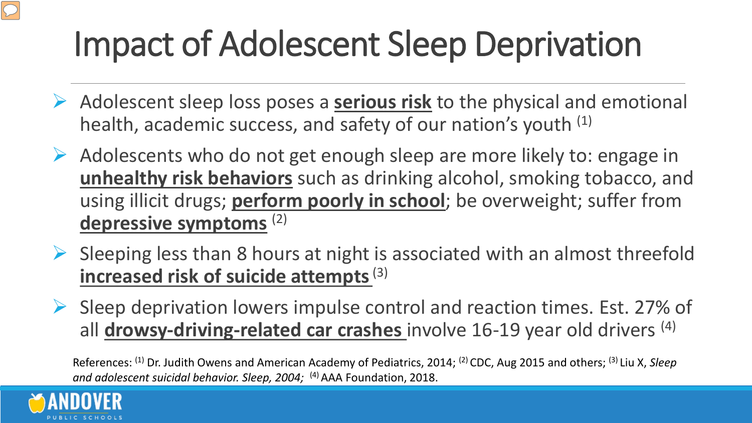# Impact of Adolescent Sleep Deprivation

- Adolescent sleep loss poses a **serious risk** to the physical and emotional health, academic success, and safety of our nation's youth [1]
- Adolescents who do not get enough sleep are more likely to: engage in **unhealthy risk behaviors** such as drinking alcohol, smoking tobacco, and using illicit drugs; **perform poorly in school**; be overweight; suffer from **depressive symptoms** [2]
- Sleeping less than 8 hours at night is associated with an almost threefold **increased risk of suicide attempts** [3]
- Sleep deprivation lowers impulse control and reaction times. Est. 27% of all **drowsy-driving-related car crashes** involve 16-19 year old drivers [4]

References: [1] Dr. Judith Owens and American Academy of Pediatrics, 2014; [2] CDC, Aug 2015 and others; [3] Liu X, *Sleep and adolescent suicidal behavior. Sleep, 2004;* [4] AAA Foundation, 2018.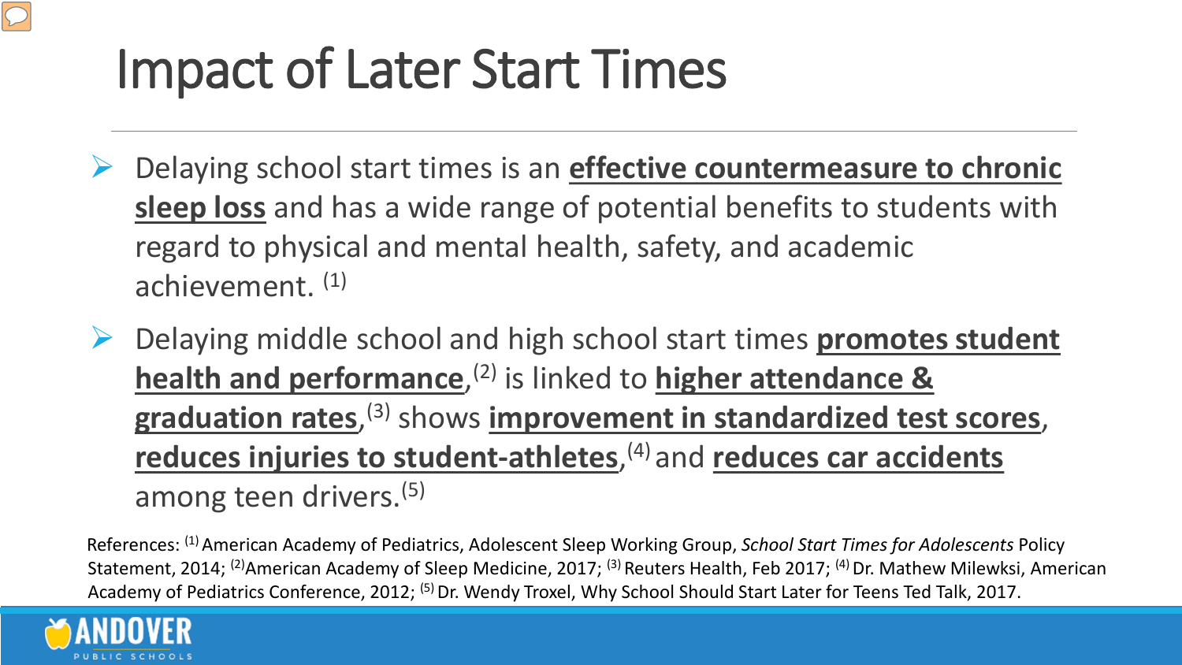# Impact of Later Start Times

- Delaying school start times is an **effective countermeasure to chronic sleep loss** and has a wide range of potential benefits to students with regard to physical and mental health, safety, and academic achievement. [(1)]
- Delaying middle school and high school start times **promotes student health and performance**,[(2)] is linked to **higher attendance & graduation rates**,[(3)] shows **improvement in standardized test scores**, **reduces injuries to student-athletes**,[(4)] and **reduces car accidents** among teen drivers.[(5)]

References: [(1)] American Academy of Pediatrics, Adolescent Sleep Working Group, *School Start Times for Adolescents* Policy Statement, 2014; [(2)]American Academy of Sleep Medicine, 2017; [(3)] Reuters Health, Feb 2017; [(4)] Dr. Mathew Milewksi, American Academy of Pediatrics Conference, 2012; [(5)] Dr. Wendy Troxel, Why School Should Start Later for Teens Ted Talk, 2017.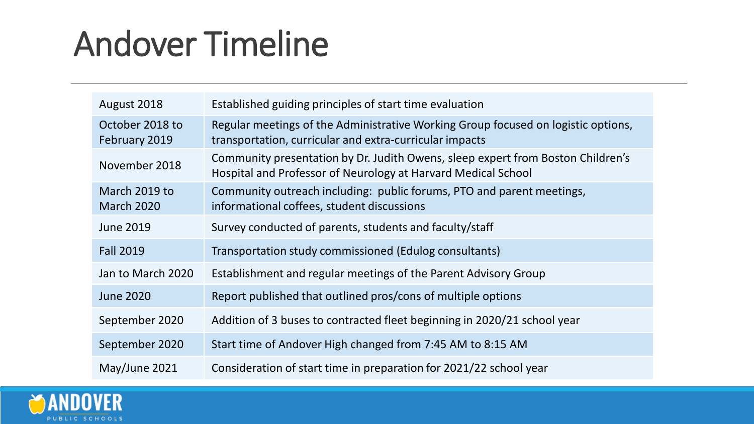# Andover Timeline

| | |
|---|---|
| August 2018 | Established guiding principles of start time evaluation |
| October 2018 to February 2019 | Regular meetings of the Administrative Working Group focused on logistic options, transportation, curricular and extra-curricular impacts |
| November 2018 | Community presentation by Dr. Judith Owens, sleep expert from Boston Children's Hospital and Professor of Neurology at Harvard Medical School |
| March 2019 to March 2020 | Community outreach including: public forums, PTO and parent meetings, informational coffees, student discussions |
| June 2019 | Survey conducted of parents, students and faculty/staff |
| Fall 2019 | Transportation study commissioned (Edulog consultants) |
| Jan to March 2020 | Establishment and regular meetings of the Parent Advisory Group |
| June 2020 | Report published that outlined pros/cons of multiple options |
| September 2020 | Addition of 3 buses to contracted fleet beginning in 2020/21 school year |
| September 2020 | Start time of Andover High changed from 7:45 AM to 8:15 AM |
| May/June 2021 | Consideration of start time in preparation for 2021/22 school year |

ANDOVER PUBLIC SCHOOLS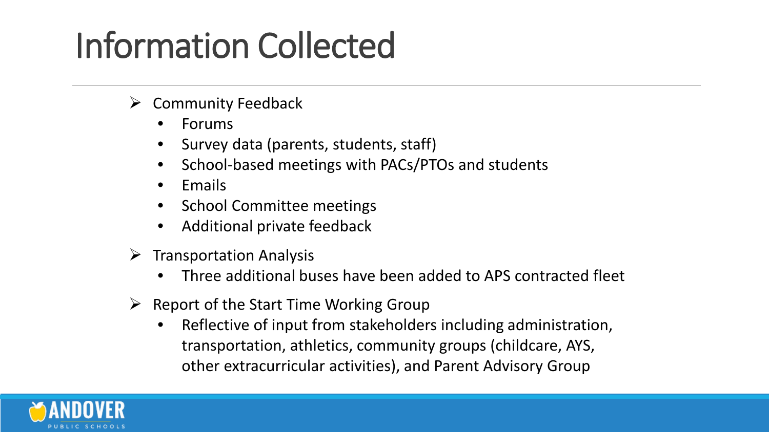# Information Collected

- Community Feedback
  - Forums
  - Survey data (parents, students, staff)
  - School-based meetings with PACs/PTOs and students
  - Emails
  - School Committee meetings
  - Additional private feedback
- Transportation Analysis
  - Three additional buses have been added to APS contracted fleet
- Report of the Start Time Working Group
  - Reflective of input from stakeholders including administration, transportation, athletics, community groups (childcare, AYS, other extracurricular activities), and Parent Advisory Group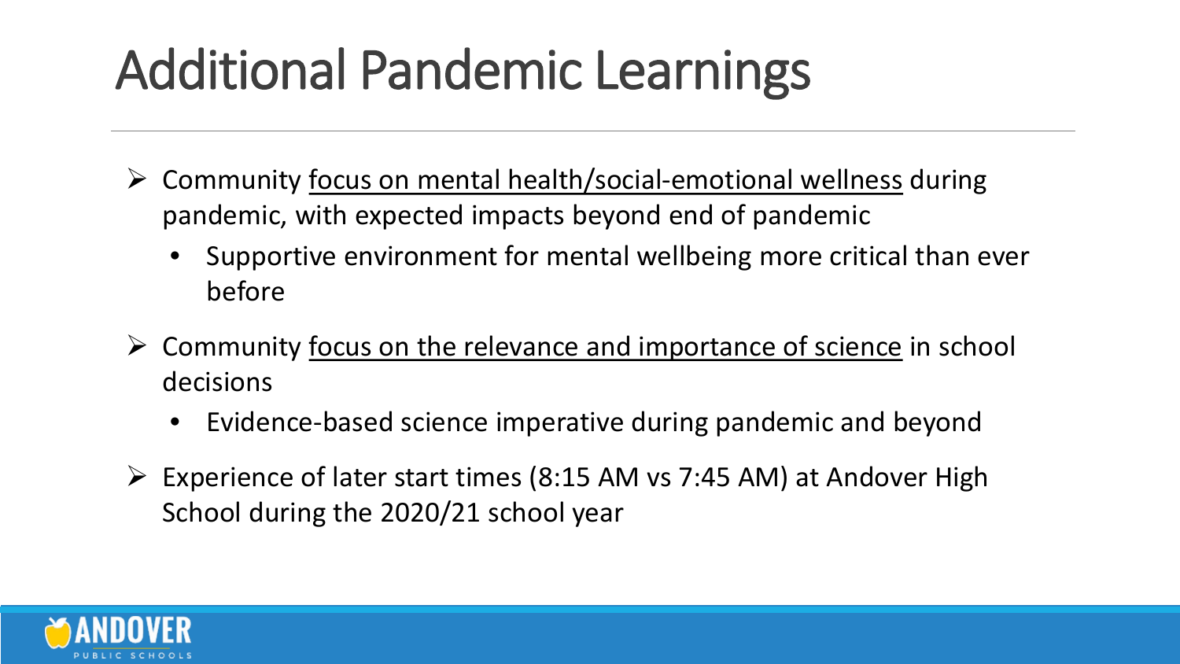# Additional Pandemic Learnings

- Community <u>focus on mental health/social-emotional wellness</u> during pandemic, with expected impacts beyond end of pandemic
  - Supportive environment for mental wellbeing more critical than ever before
- Community <u>focus on the relevance and importance of science</u> in school decisions
  - Evidence-based science imperative during pandemic and beyond
- Experience of later start times (8:15 AM vs 7:45 AM) at Andover High School during the 2020/21 school year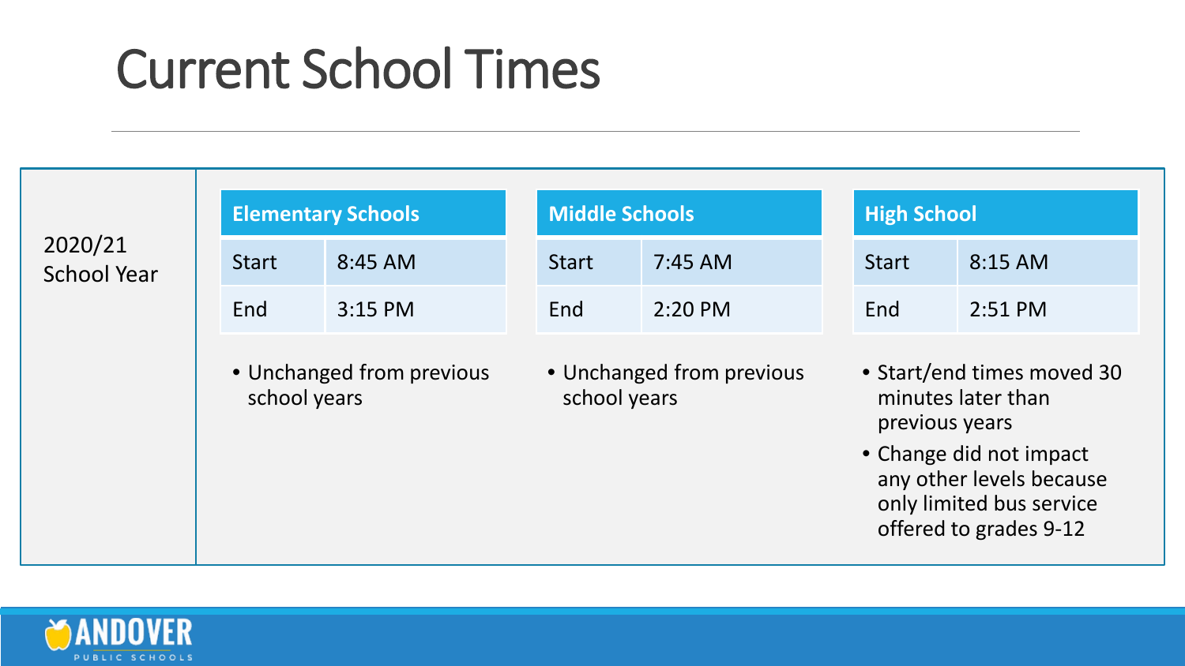# Current School Times

**2020/21 School Year**

| Elementary Schools | |
|---|---|
| Start | 8:45 AM |
| End | 3:15 PM |

- Unchanged from previous school years

| Middle Schools | |
|---|---|
| Start | 7:45 AM |
| End | 2:20 PM |

- Unchanged from previous school years

| High School | |
|---|---|
| Start | 8:15 AM |
| End | 2:51 PM |

- Start/end times moved 30 minutes later than previous years
- Change did not impact any other levels because only limited bus service offered to grades 9-12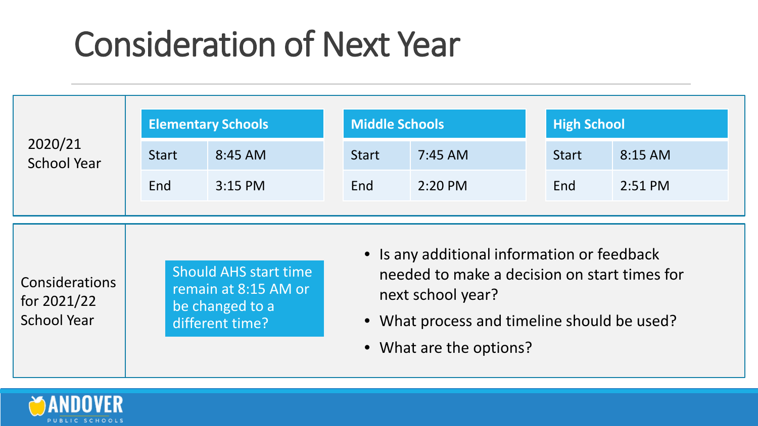# Consideration of Next Year

**2020/21 School Year**

| Elementary Schools | |
|---|---|
| Start | 8:45 AM |
| End | 3:15 PM |

| Middle Schools | |
|---|---|
| Start | 7:45 AM |
| End | 2:20 PM |

| High School | |
|---|---|
| Start | 8:15 AM |
| End | 2:51 PM |

**Considerations for 2021/22 School Year**

Should AHS start time remain at 8:15 AM or be changed to a different time?

- Is any additional information or feedback needed to make a decision on start times for next school year?
- What process and timeline should be used?
- What are the options?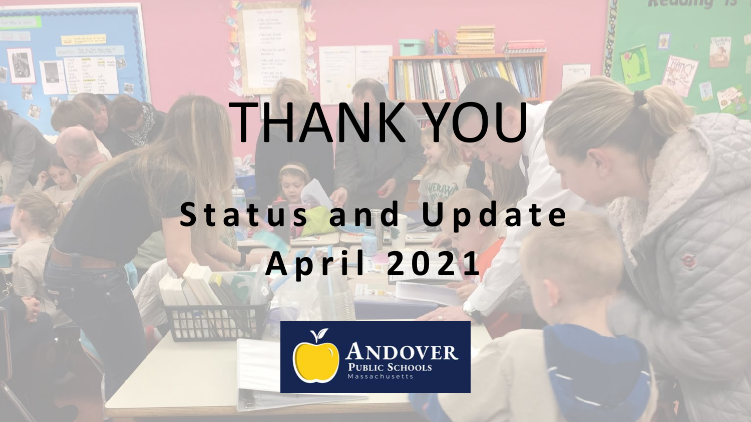# THANK YOU

**Status and Update**

**April 2021**

Andover Public Schools
Massachusetts